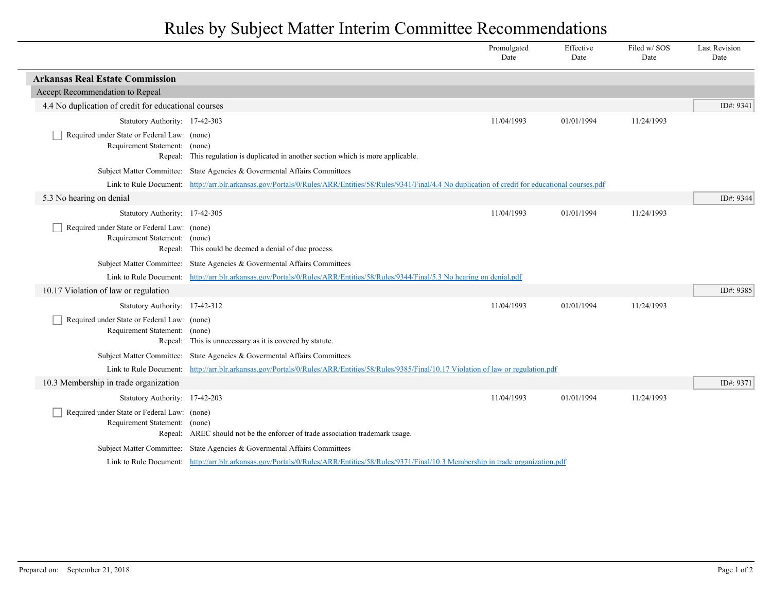# Rules by Subject Matter Interim Committee Recommendations

| | Promulgated Date | Effective Date | Filed w/ SOS Date | Last Revision Date |
|---|---|---|---|---|

## Arkansas Real Estate Commission

### Accept Recommendation to Repeal

#### 4.4 No duplication of credit for educational courses

ID#: 9341

| | | Promulgated Date | Effective Date | Filed w/ SOS Date | Last Revision Date |
|---|---|---|---|---|---|
| Statutory Authority: | 17-42-303 | 11/04/1993 | 01/01/1994 | 11/24/1993 | |

- [ ] Required under State or Federal Law: (none)

Requirement Statement: (none)

Repeal: This regulation is duplicated in another section which is more applicable.

Subject Matter Committee: State Agencies & Govermental Affairs Committees

Link to Rule Document: [http://arr.blr.arkansas.gov/Portals/0/Rules/ARR/Entities/58/Rules/9341/Final/4.4 No duplication of credit for educational courses.pdf](http://arr.blr.arkansas.gov/Portals/0/Rules/ARR/Entities/58/Rules/9341/Final/4.4 No duplication of credit for educational courses.pdf)

#### 5.3 No hearing on denial

ID#: 9344

| | | Promulgated Date | Effective Date | Filed w/ SOS Date | Last Revision Date |
|---|---|---|---|---|---|
| Statutory Authority: | 17-42-305 | 11/04/1993 | 01/01/1994 | 11/24/1993 | |

- [ ] Required under State or Federal Law: (none)

Requirement Statement: (none)

Repeal: This could be deemed a denial of due process.

Subject Matter Committee: State Agencies & Govermental Affairs Committees

Link to Rule Document: [http://arr.blr.arkansas.gov/Portals/0/Rules/ARR/Entities/58/Rules/9344/Final/5.3 No hearing on denial.pdf](http://arr.blr.arkansas.gov/Portals/0/Rules/ARR/Entities/58/Rules/9344/Final/5.3 No hearing on denial.pdf)

#### 10.17 Violation of law or regulation

ID#: 9385

| | | Promulgated Date | Effective Date | Filed w/ SOS Date | Last Revision Date |
|---|---|---|---|---|---|
| Statutory Authority: | 17-42-312 | 11/04/1993 | 01/01/1994 | 11/24/1993 | |

- [ ] Required under State or Federal Law: (none)

Requirement Statement: (none)

Repeal: This is unnecessary as it is covered by statute.

Subject Matter Committee: State Agencies & Govermental Affairs Committees

Link to Rule Document: [http://arr.blr.arkansas.gov/Portals/0/Rules/ARR/Entities/58/Rules/9385/Final/10.17 Violation of law or regulation.pdf](http://arr.blr.arkansas.gov/Portals/0/Rules/ARR/Entities/58/Rules/9385/Final/10.17 Violation of law or regulation.pdf)

#### 10.3 Membership in trade organization

ID#: 9371

| | | Promulgated Date | Effective Date | Filed w/ SOS Date | Last Revision Date |
|---|---|---|---|---|---|
| Statutory Authority: | 17-42-203 | 11/04/1993 | 01/01/1994 | 11/24/1993 | |

- [ ] Required under State or Federal Law: (none)

Requirement Statement: (none)

Repeal: AREC should not be the enforcer of trade association trademark usage.

Subject Matter Committee: State Agencies & Govermental Affairs Committees

Link to Rule Document: [http://arr.blr.arkansas.gov/Portals/0/Rules/ARR/Entities/58/Rules/9371/Final/10.3 Membership in trade organization.pdf](http://arr.blr.arkansas.gov/Portals/0/Rules/ARR/Entities/58/Rules/9371/Final/10.3 Membership in trade organization.pdf)

Prepared on: September 21, 2018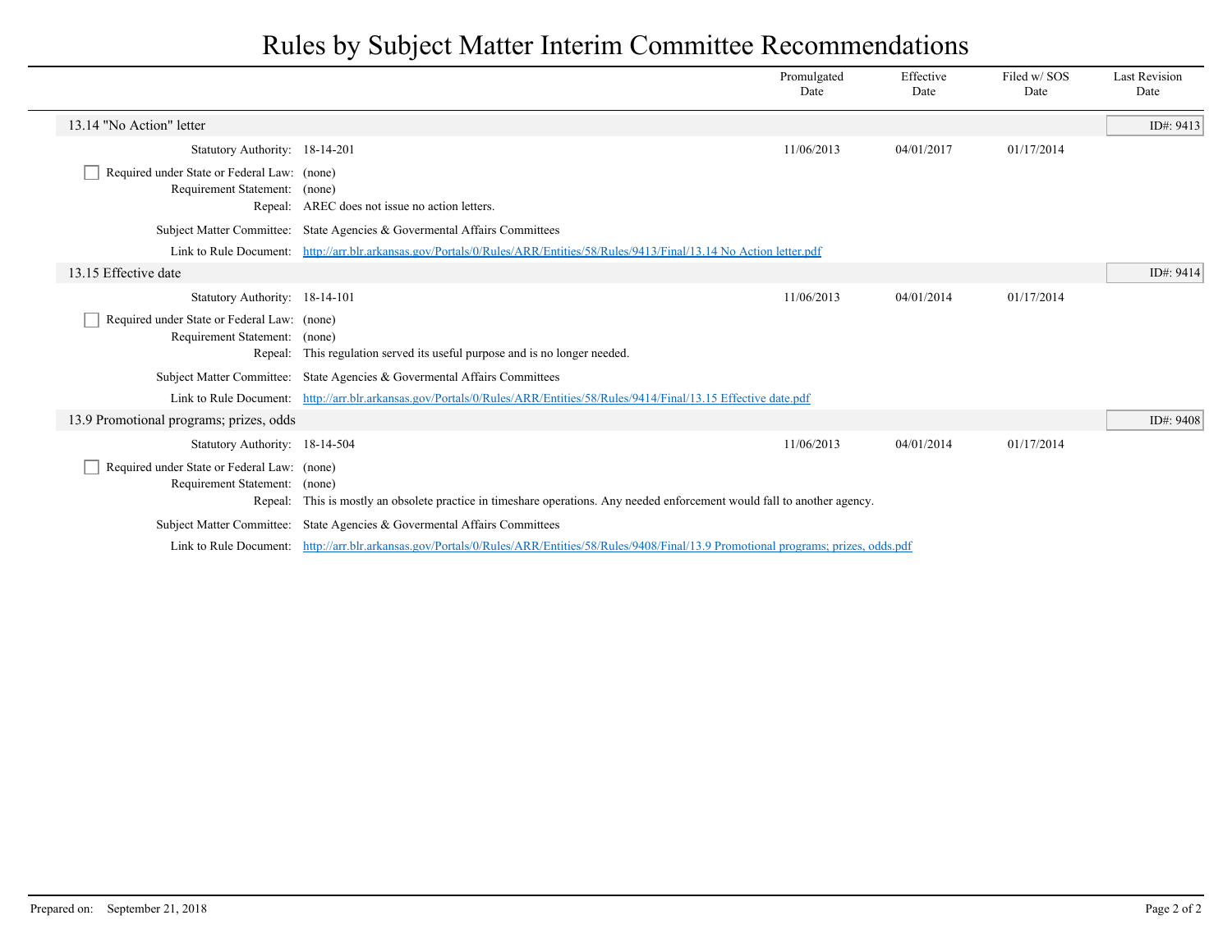# Rules by Subject Matter Interim Committee Recommendations

| | Promulgated Date | Effective Date | Filed w/ SOS Date | Last Revision Date |
|---|---|---|---|---|

## 13.14 "No Action" letter

ID#: 9413

| | | Promulgated Date | Effective Date | Filed w/ SOS Date | Last Revision Date |
|---|---|---|---|---|---|
| Statutory Authority: | 18-14-201 | 11/06/2013 | 04/01/2017 | 01/17/2014 | |

☐ Required under State or Federal Law: (none)

Requirement Statement: (none)

Repeal: AREC does not issue no action letters.

Subject Matter Committee: State Agencies & Govermental Affairs Committees

Link to Rule Document: http://arr.blr.arkansas.gov/Portals/0/Rules/ARR/Entities/58/Rules/9413/Final/13.14 No Action letter.pdf

## 13.15 Effective date

ID#: 9414

| | | Promulgated Date | Effective Date | Filed w/ SOS Date | Last Revision Date |
|---|---|---|---|---|---|
| Statutory Authority: | 18-14-101 | 11/06/2013 | 04/01/2014 | 01/17/2014 | |

☐ Required under State or Federal Law: (none)

Requirement Statement: (none)

Repeal: This regulation served its useful purpose and is no longer needed.

Subject Matter Committee: State Agencies & Govermental Affairs Committees

Link to Rule Document: http://arr.blr.arkansas.gov/Portals/0/Rules/ARR/Entities/58/Rules/9414/Final/13.15 Effective date.pdf

## 13.9 Promotional programs; prizes, odds

ID#: 9408

| | | Promulgated Date | Effective Date | Filed w/ SOS Date | Last Revision Date |
|---|---|---|---|---|---|
| Statutory Authority: | 18-14-504 | 11/06/2013 | 04/01/2014 | 01/17/2014 | |

☐ Required under State or Federal Law: (none)

Requirement Statement: (none)

Repeal: This is mostly an obsolete practice in timeshare operations. Any needed enforcement would fall to another agency.

Subject Matter Committee: State Agencies & Govermental Affairs Committees

Link to Rule Document: http://arr.blr.arkansas.gov/Portals/0/Rules/ARR/Entities/58/Rules/9408/Final/13.9 Promotional programs; prizes, odds.pdf

Prepared on: September 21, 2018